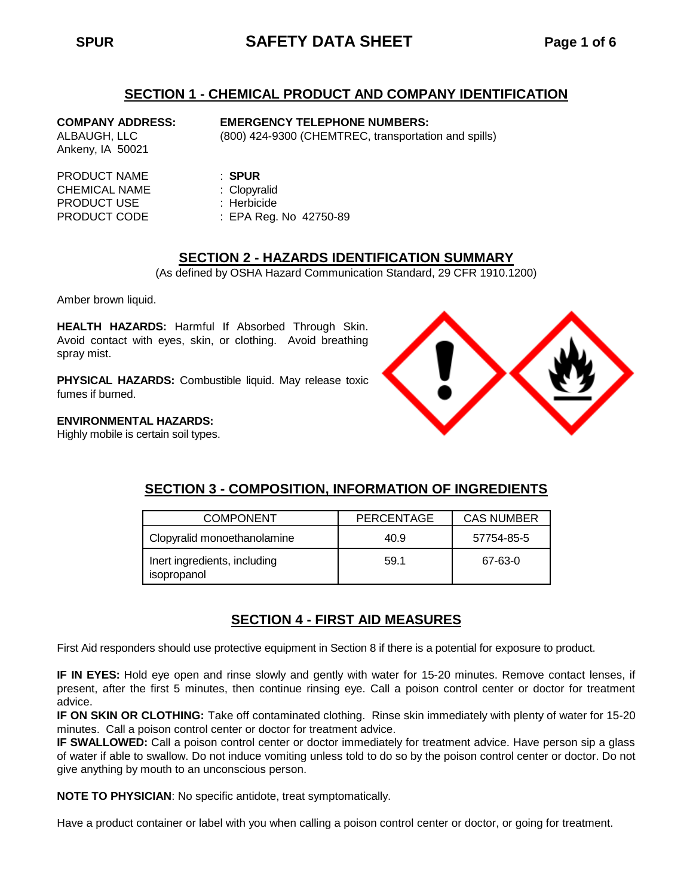## SECTION 1 - CHEMICAL PRODUCT AND COMPANY IDENTIFICATION

**COMPANY ADDRESS:**
ALBAUGH, LLC
Ankeny, IA 50021

**EMERGENCY TELEPHONE NUMBERS:**
(800) 424-9300 (CHEMTREC, transportation and spills)

PRODUCT NAME : **SPUR**
CHEMICAL NAME : Clopyralid
PRODUCT USE : Herbicide
PRODUCT CODE : EPA Reg. No 42750-89

## SECTION 2 - HAZARDS IDENTIFICATION SUMMARY

(As defined by OSHA Hazard Communication Standard, 29 CFR 1910.1200)

Amber brown liquid.

**HEALTH HAZARDS:** Harmful If Absorbed Through Skin. Avoid contact with eyes, skin, or clothing. Avoid breathing spray mist.

**PHYSICAL HAZARDS:** Combustible liquid. May release toxic fumes if burned.

**ENVIRONMENTAL HAZARDS:**
Highly mobile is certain soil types.

## SECTION 3 - COMPOSITION, INFORMATION OF INGREDIENTS

| COMPONENT | PERCENTAGE | CAS NUMBER |
|---|---|---|
| Clopyralid monoethanolamine | 40.9 | 57754-85-5 |
| Inert ingredients, including isopropanol | 59.1 | 67-63-0 |

## SECTION 4 - FIRST AID MEASURES

First Aid responders should use protective equipment in Section 8 if there is a potential for exposure to product.

**IF IN EYES:** Hold eye open and rinse slowly and gently with water for 15-20 minutes. Remove contact lenses, if present, after the first 5 minutes, then continue rinsing eye. Call a poison control center or doctor for treatment advice.
**IF ON SKIN OR CLOTHING:** Take off contaminated clothing. Rinse skin immediately with plenty of water for 15-20 minutes. Call a poison control center or doctor for treatment advice.
**IF SWALLOWED:** Call a poison control center or doctor immediately for treatment advice. Have person sip a glass of water if able to swallow. Do not induce vomiting unless told to do so by the poison control center or doctor. Do not give anything by mouth to an unconscious person.

**NOTE TO PHYSICIAN**: No specific antidote, treat symptomatically.

Have a product container or label with you when calling a poison control center or doctor, or going for treatment.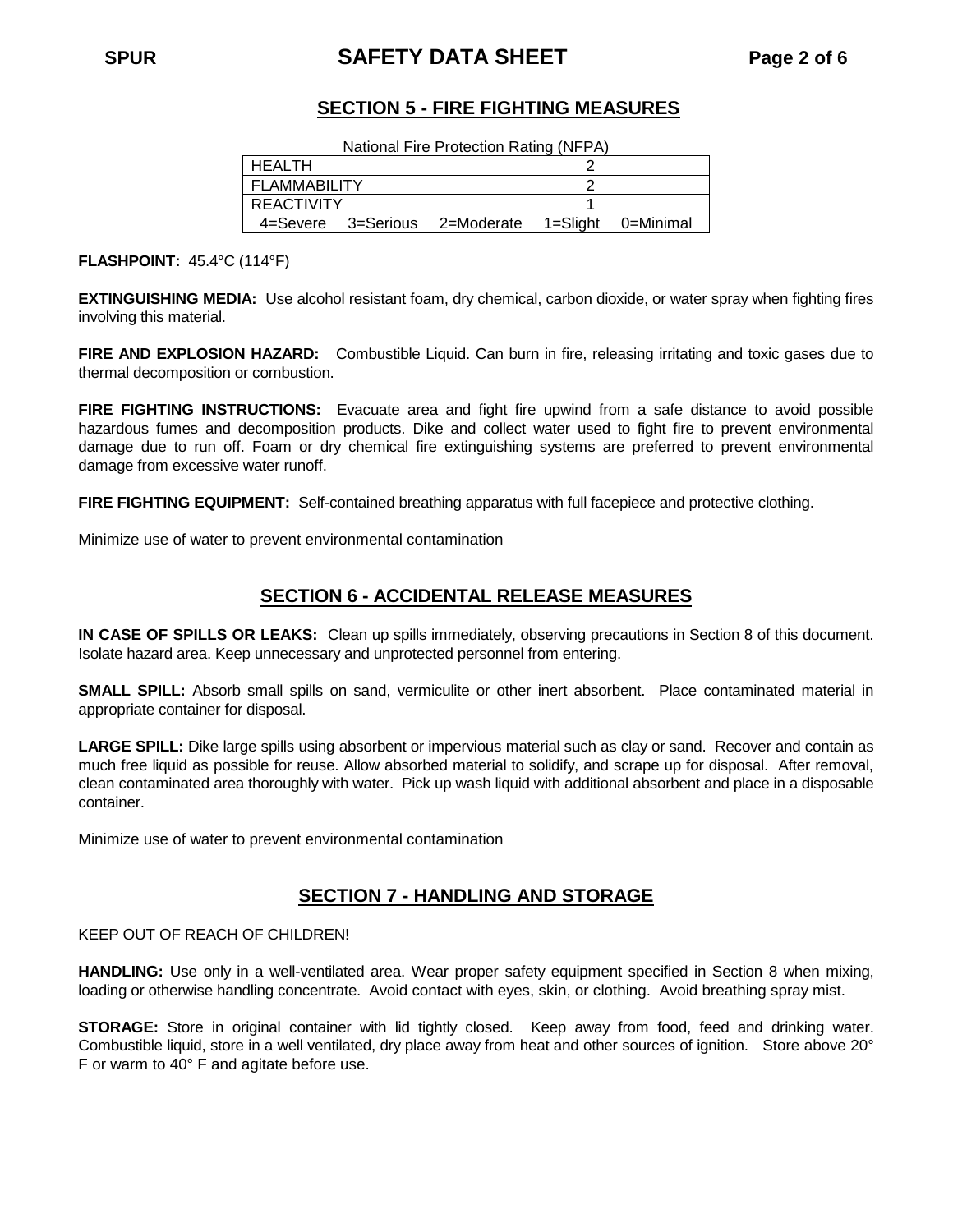## SECTION 5 - FIRE FIGHTING MEASURES

National Fire Protection Rating (NFPA)

| | |
|---|---|
| HEALTH | 2 |
| FLAMMABILITY | 2 |
| REACTIVITY | 1 |
| 4=Severe 3=Serious 2=Moderate 1=Slight 0=Minimal | |

**FLASHPOINT:** 45.4°C (114°F)

**EXTINGUISHING MEDIA:** Use alcohol resistant foam, dry chemical, carbon dioxide, or water spray when fighting fires involving this material.

**FIRE AND EXPLOSION HAZARD:** Combustible Liquid. Can burn in fire, releasing irritating and toxic gases due to thermal decomposition or combustion.

**FIRE FIGHTING INSTRUCTIONS:** Evacuate area and fight fire upwind from a safe distance to avoid possible hazardous fumes and decomposition products. Dike and collect water used to fight fire to prevent environmental damage due to run off. Foam or dry chemical fire extinguishing systems are preferred to prevent environmental damage from excessive water runoff.

**FIRE FIGHTING EQUIPMENT:** Self-contained breathing apparatus with full facepiece and protective clothing.

Minimize use of water to prevent environmental contamination

## SECTION 6 - ACCIDENTAL RELEASE MEASURES

**IN CASE OF SPILLS OR LEAKS:** Clean up spills immediately, observing precautions in Section 8 of this document. Isolate hazard area. Keep unnecessary and unprotected personnel from entering.

**SMALL SPILL:** Absorb small spills on sand, vermiculite or other inert absorbent. Place contaminated material in appropriate container for disposal.

**LARGE SPILL:** Dike large spills using absorbent or impervious material such as clay or sand. Recover and contain as much free liquid as possible for reuse. Allow absorbed material to solidify, and scrape up for disposal. After removal, clean contaminated area thoroughly with water. Pick up wash liquid with additional absorbent and place in a disposable container.

Minimize use of water to prevent environmental contamination

## SECTION 7 - HANDLING AND STORAGE

KEEP OUT OF REACH OF CHILDREN!

**HANDLING:** Use only in a well-ventilated area. Wear proper safety equipment specified in Section 8 when mixing, loading or otherwise handling concentrate. Avoid contact with eyes, skin, or clothing. Avoid breathing spray mist.

**STORAGE:** Store in original container with lid tightly closed. Keep away from food, feed and drinking water. Combustible liquid, store in a well ventilated, dry place away from heat and other sources of ignition. Store above 20° F or warm to 40° F and agitate before use.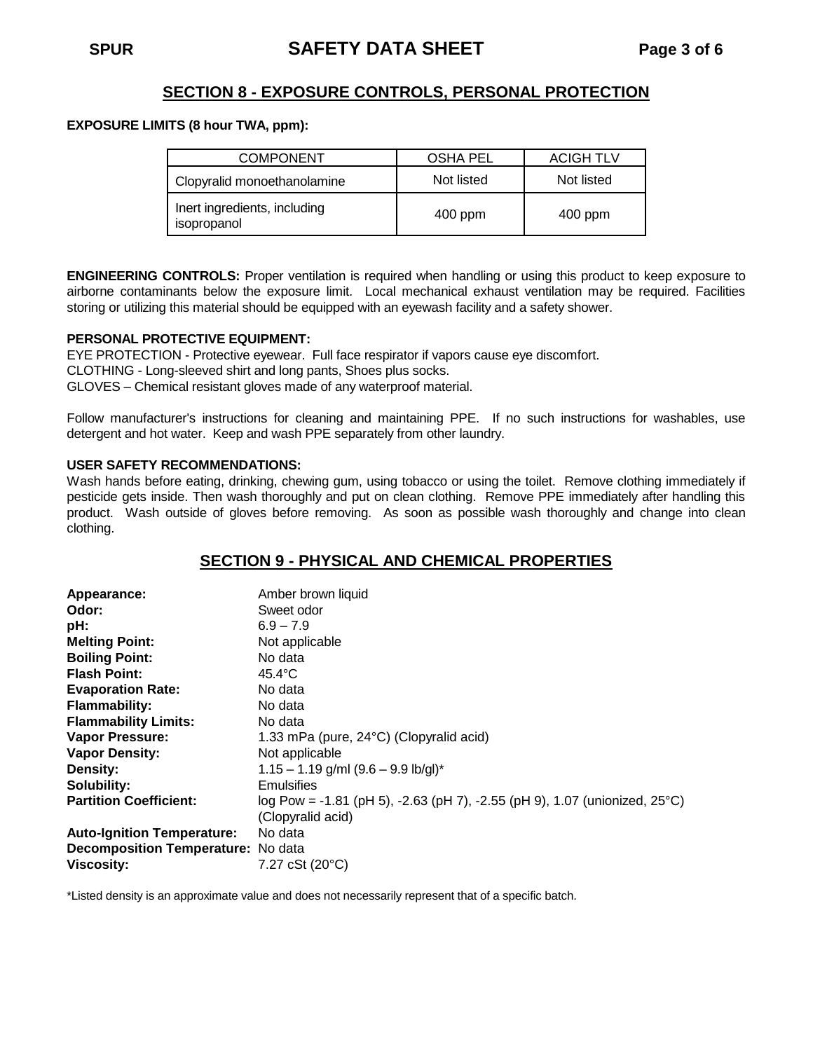## SECTION 8 - EXPOSURE CONTROLS, PERSONAL PROTECTION

**EXPOSURE LIMITS (8 hour TWA, ppm):**

| COMPONENT | OSHA PEL | ACIGH TLV |
|---|---|---|
| Clopyralid monoethanolamine | Not listed | Not listed |
| Inert ingredients, including isopropanol | 400 ppm | 400 ppm |

**ENGINEERING CONTROLS:** Proper ventilation is required when handling or using this product to keep exposure to airborne contaminants below the exposure limit. Local mechanical exhaust ventilation may be required. Facilities storing or utilizing this material should be equipped with an eyewash facility and a safety shower.

**PERSONAL PROTECTIVE EQUIPMENT:**

EYE PROTECTION - Protective eyewear. Full face respirator if vapors cause eye discomfort.
CLOTHING - Long-sleeved shirt and long pants, Shoes plus socks.
GLOVES – Chemical resistant gloves made of any waterproof material.

Follow manufacturer's instructions for cleaning and maintaining PPE. If no such instructions for washables, use detergent and hot water. Keep and wash PPE separately from other laundry.

**USER SAFETY RECOMMENDATIONS:**

Wash hands before eating, drinking, chewing gum, using tobacco or using the toilet. Remove clothing immediately if pesticide gets inside. Then wash thoroughly and put on clean clothing. Remove PPE immediately after handling this product. Wash outside of gloves before removing. As soon as possible wash thoroughly and change into clean clothing.

## SECTION 9 - PHYSICAL AND CHEMICAL PROPERTIES

**Appearance:** Amber brown liquid
**Odor:** Sweet odor
**pH:** 6.9 – 7.9
**Melting Point:** Not applicable
**Boiling Point:** No data
**Flash Point:** 45.4°C
**Evaporation Rate:** No data
**Flammability:** No data
**Flammability Limits:** No data
**Vapor Pressure:** 1.33 mPa (pure, 24°C) (Clopyralid acid)
**Vapor Density:** Not applicable
**Density:** 1.15 – 1.19 g/ml (9.6 – 9.9 lb/gl)*
**Solubility:** Emulsifies
**Partition Coefficient:** log Pow = -1.81 (pH 5), -2.63 (pH 7), -2.55 (pH 9), 1.07 (unionized, 25°C) (Clopyralid acid)
**Auto-Ignition Temperature:** No data
**Decomposition Temperature:** No data
**Viscosity:** 7.27 cSt (20°C)

*Listed density is an approximate value and does not necessarily represent that of a specific batch.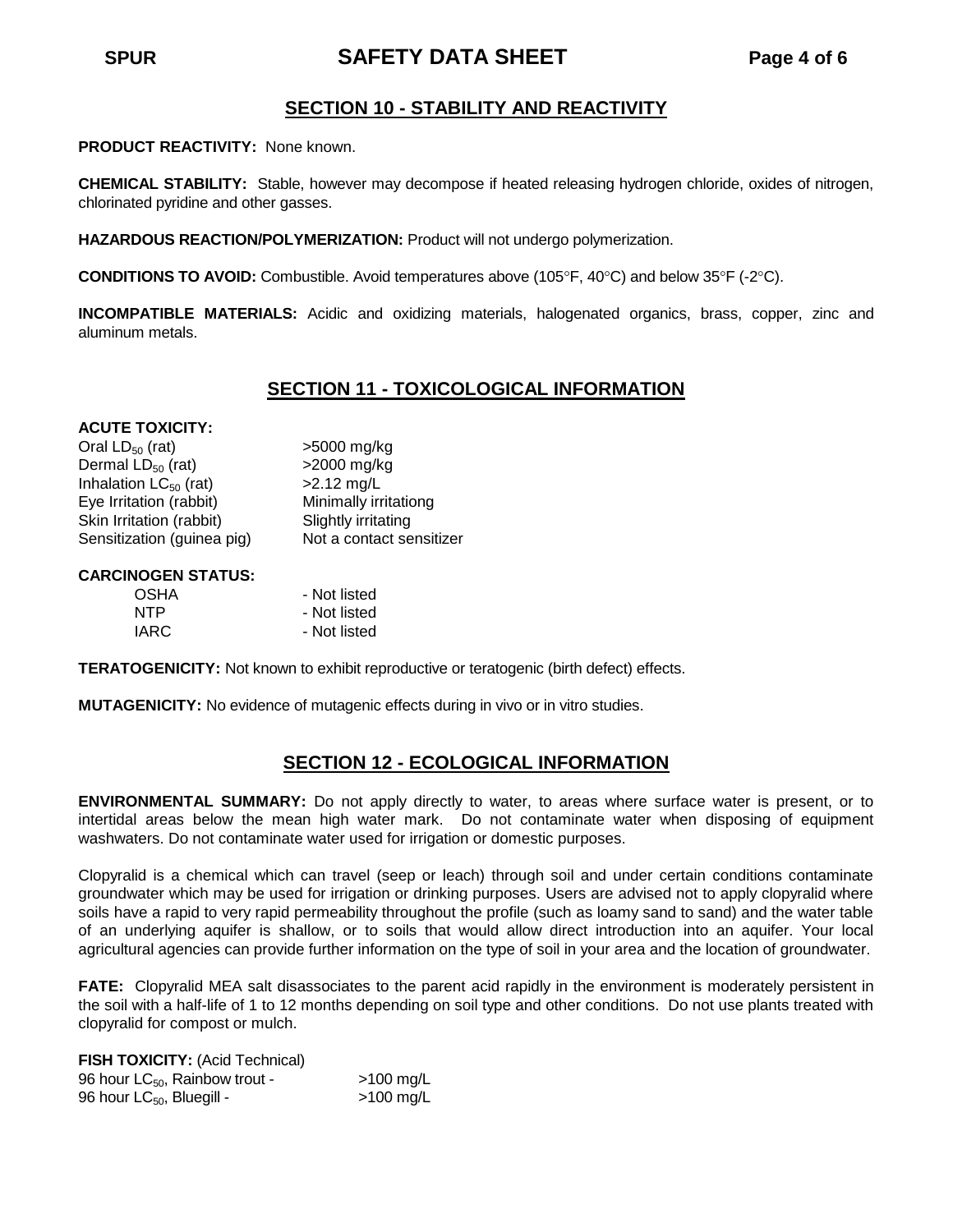## SECTION 10 - STABILITY AND REACTIVITY

**PRODUCT REACTIVITY:** None known.

**CHEMICAL STABILITY:** Stable, however may decompose if heated releasing hydrogen chloride, oxides of nitrogen, chlorinated pyridine and other gasses.

**HAZARDOUS REACTION/POLYMERIZATION:** Product will not undergo polymerization.

**CONDITIONS TO AVOID:** Combustible. Avoid temperatures above (105°F, 40°C) and below 35°F (-2°C).

**INCOMPATIBLE MATERIALS:** Acidic and oxidizing materials, halogenated organics, brass, copper, zinc and aluminum metals.

## SECTION 11 - TOXICOLOGICAL INFORMATION

**ACUTE TOXICITY:**

| | |
|---|---|
| Oral $LD_{50}$ (rat) | >5000 mg/kg |
| Dermal $LD_{50}$ (rat) | >2000 mg/kg |
| Inhalation $LC_{50}$ (rat) | >2.12 mg/L |
| Eye Irritation (rabbit) | Minimally irritationg |
| Skin Irritation (rabbit) | Slightly irritating |
| Sensitization (guinea pig) | Not a contact sensitizer |

**CARCINOGEN STATUS:**

| | |
|---|---|
| OSHA | - Not listed |
| NTP | - Not listed |
| IARC | - Not listed |

**TERATOGENICITY:** Not known to exhibit reproductive or teratogenic (birth defect) effects.

**MUTAGENICITY:** No evidence of mutagenic effects during in vivo or in vitro studies.

## SECTION 12 - ECOLOGICAL INFORMATION

**ENVIRONMENTAL SUMMARY:** Do not apply directly to water, to areas where surface water is present, or to intertidal areas below the mean high water mark. Do not contaminate water when disposing of equipment washwaters. Do not contaminate water used for irrigation or domestic purposes.

Clopyralid is a chemical which can travel (seep or leach) through soil and under certain conditions contaminate groundwater which may be used for irrigation or drinking purposes. Users are advised not to apply clopyralid where soils have a rapid to very rapid permeability throughout the profile (such as loamy sand to sand) and the water table of an underlying aquifer is shallow, or to soils that would allow direct introduction into an aquifer. Your local agricultural agencies can provide further information on the type of soil in your area and the location of groundwater.

**FATE:** Clopyralid MEA salt disassociates to the parent acid rapidly in the environment is moderately persistent in the soil with a half-life of 1 to 12 months depending on soil type and other conditions. Do not use plants treated with clopyralid for compost or mulch.

**FISH TOXICITY:** (Acid Technical)

| | |
|---|---|
| 96 hour $LC_{50}$, Rainbow trout - | >100 mg/L |
| 96 hour $LC_{50}$, Bluegill - | >100 mg/L |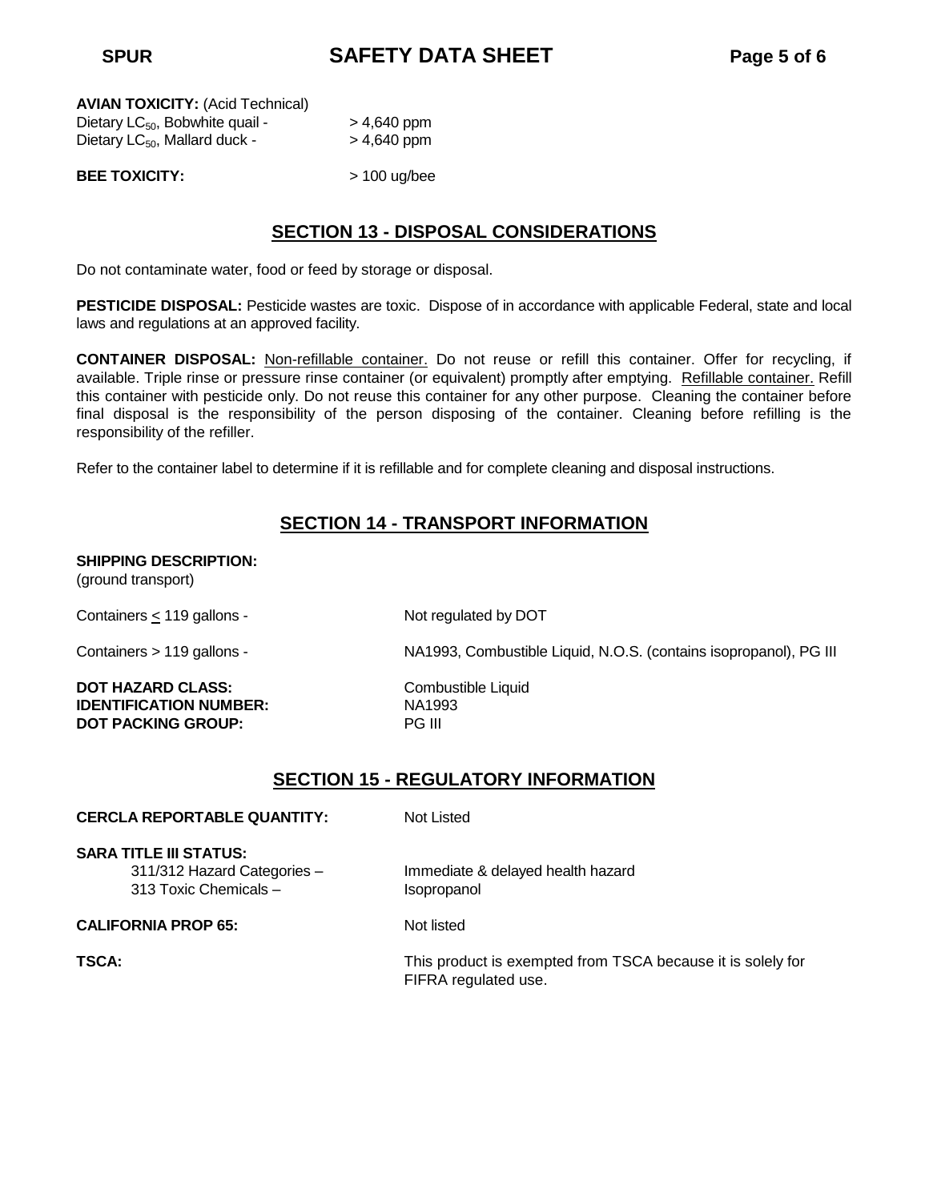**AVIAN TOXICITY:** (Acid Technical)

| | |
|---|---|
| Dietary $LC_{50}$, Bobwhite quail - | > 4,640 ppm |
| Dietary $LC_{50}$, Mallard duck - | > 4,640 ppm |

**BEE TOXICITY:** > 100 ug/bee

## SECTION 13 - DISPOSAL CONSIDERATIONS

Do not contaminate water, food or feed by storage or disposal.

**PESTICIDE DISPOSAL:** Pesticide wastes are toxic. Dispose of in accordance with applicable Federal, state and local laws and regulations at an approved facility.

**CONTAINER DISPOSAL:** Non-refillable container. Do not reuse or refill this container. Offer for recycling, if available. Triple rinse or pressure rinse container (or equivalent) promptly after emptying. Refillable container. Refill this container with pesticide only. Do not reuse this container for any other purpose. Cleaning the container before final disposal is the responsibility of the person disposing of the container. Cleaning before refilling is the responsibility of the refiller.

Refer to the container label to determine if it is refillable and for complete cleaning and disposal instructions.

## SECTION 14 - TRANSPORT INFORMATION

**SHIPPING DESCRIPTION:**
(ground transport)

| | |
|---|---|
| Containers ≤ 119 gallons - | Not regulated by DOT |
| Containers > 119 gallons - | NA1993, Combustible Liquid, N.O.S. (contains isopropanol), PG III |

| | |
|---|---|
| **DOT HAZARD CLASS:** | Combustible Liquid |
| **IDENTIFICATION NUMBER:** | NA1993 |
| **DOT PACKING GROUP:** | PG III |

## SECTION 15 - REGULATORY INFORMATION

**CERCLA REPORTABLE QUANTITY:** Not Listed

**SARA TITLE III STATUS:**

| | |
|---|---|
| 311/312 Hazard Categories – | Immediate & delayed health hazard |
| 313 Toxic Chemicals – | Isopropanol |

**CALIFORNIA PROP 65:** Not listed

**TSCA:** This product is exempted from TSCA because it is solely for FIFRA regulated use.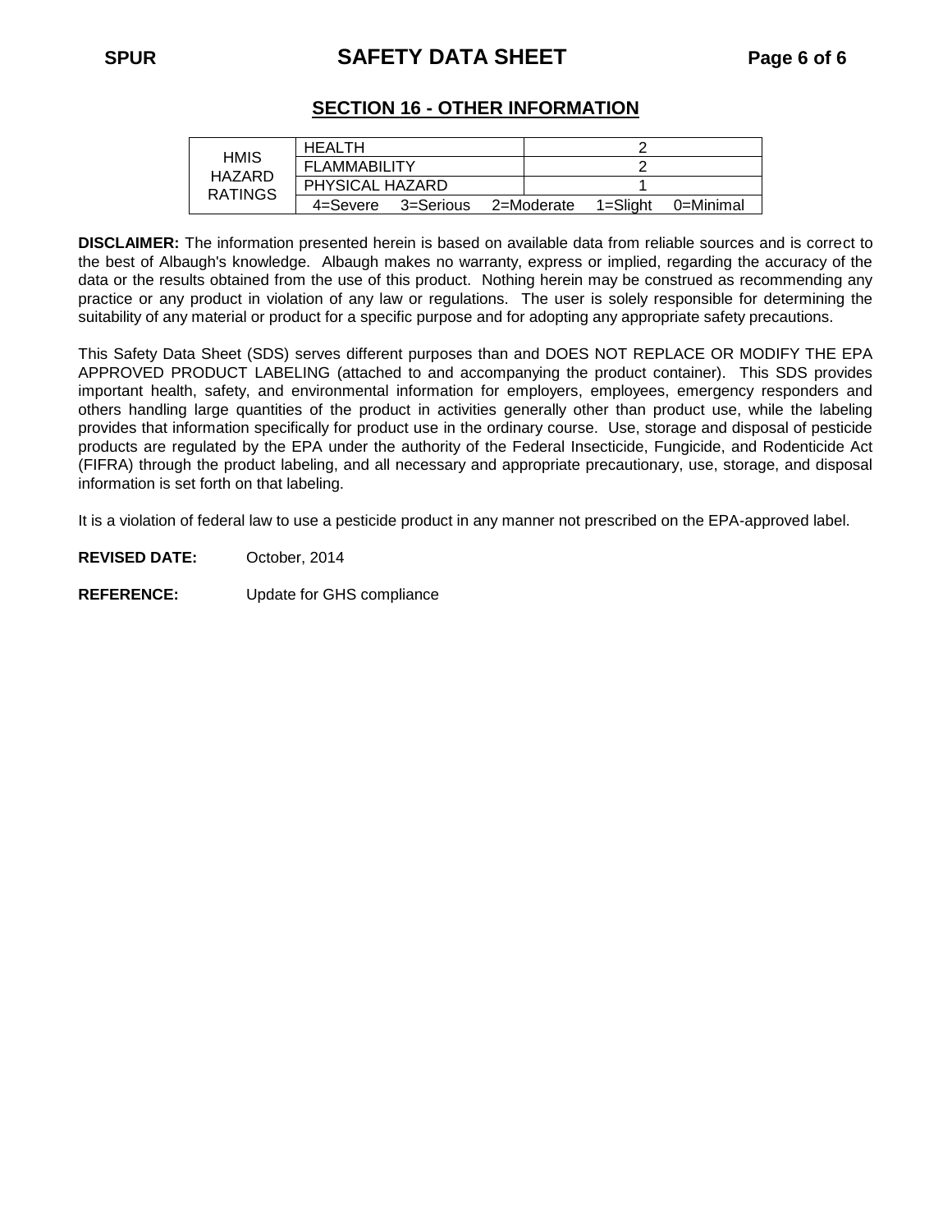## SECTION 16 - OTHER INFORMATION

| | | |
|---|---|---|
| HMIS HAZARD RATINGS | HEALTH | 2 |
| | FLAMMABILITY | 2 |
| | PHYSICAL HAZARD | 1 |
| | 4=Severe 3=Serious 2=Moderate 1=Slight 0=Minimal | |

**DISCLAIMER:** The information presented herein is based on available data from reliable sources and is correct to the best of Albaugh's knowledge. Albaugh makes no warranty, express or implied, regarding the accuracy of the data or the results obtained from the use of this product. Nothing herein may be construed as recommending any practice or any product in violation of any law or regulations. The user is solely responsible for determining the suitability of any material or product for a specific purpose and for adopting any appropriate safety precautions.

This Safety Data Sheet (SDS) serves different purposes than and DOES NOT REPLACE OR MODIFY THE EPA APPROVED PRODUCT LABELING (attached to and accompanying the product container). This SDS provides important health, safety, and environmental information for employers, employees, emergency responders and others handling large quantities of the product in activities generally other than product use, while the labeling provides that information specifically for product use in the ordinary course. Use, storage and disposal of pesticide products are regulated by the EPA under the authority of the Federal Insecticide, Fungicide, and Rodenticide Act (FIFRA) through the product labeling, and all necessary and appropriate precautionary, use, storage, and disposal information is set forth on that labeling.

It is a violation of federal law to use a pesticide product in any manner not prescribed on the EPA-approved label.

**REVISED DATE:** October, 2014

**REFERENCE:** Update for GHS compliance